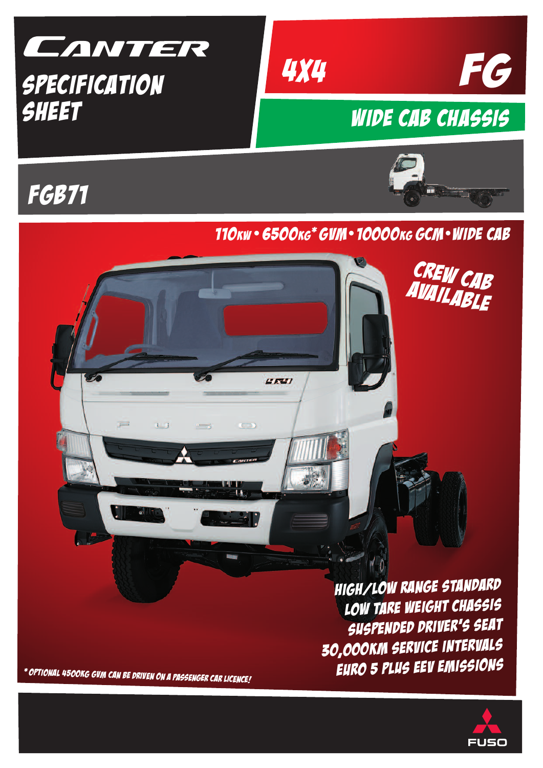# CANTER

## SPECIFICATION SHEET

## 4X4 FG

## WIDE CAB CHASSIS

## FGB71

**110KW • 6500KG* GVM • 10000KG GCM • WIDE CAB**

**CREW CAB AVAILABLE**

- HIGH/LOW RANGE STANDARD
- LOW TARE WEIGHT CHASSIS
- SUSPENDED DRIVER'S SEAT
- 30,000KM SERVICE INTERVALS
- EURO 5 PLUS EEV EMISSIONS

* OPTIONAL 4500KG GVM CAN BE DRIVEN ON A PASSENGER CAR LICENCE!

FUSO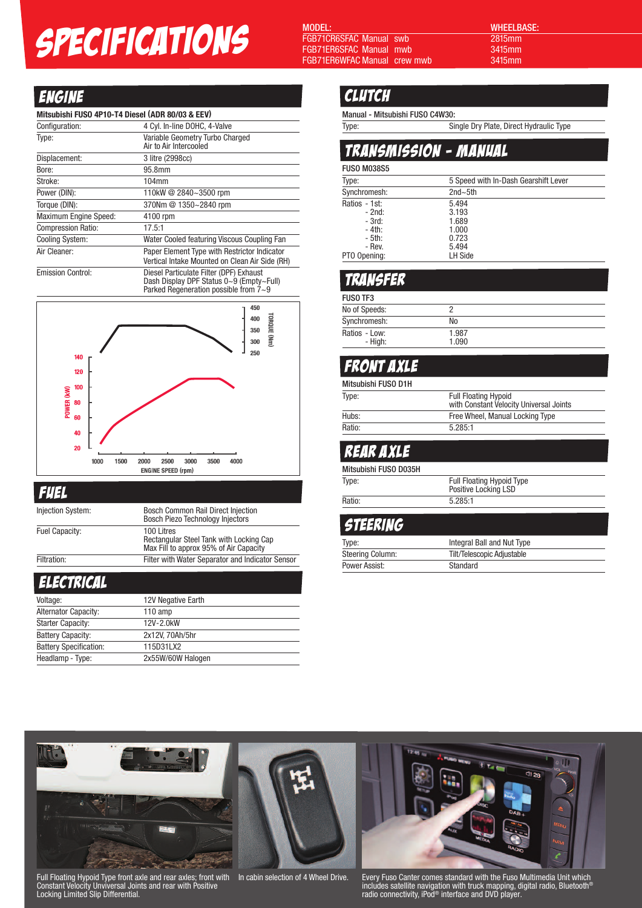# SPECIFICATIONS

| MODEL: | WHEELBASE: |
|---|---|
| FGB71CR6SFAC Manual swb | 2815mm |
| FGB71ER6SFAC Manual mwb | 3415mm |
| FGB71ER6WFAC Manual crew mwb | 3415mm |

## ENGINE

**Mitsubishi FUSO 4P10-T4 Diesel (ADR 80/03 & EEV)**

| | |
|---|---|
| Configuration: | 4 Cyl. In-line DOHC, 4-Valve |
| Type: | Variable Geometry Turbo Charged<br>Air to Air Intercooled |
| Displacement: | 3 litre (2998cc) |
| Bore: | 95.8mm |
| Stroke: | 104mm |
| Power (DIN): | 110kW @ 2840~3500 rpm |
| Torque (DIN): | 370Nm @ 1350~2840 rpm |
| Maximum Engine Speed: | 4100 rpm |
| Compression Ratio: | 17.5:1 |
| Cooling System: | Water Cooled featuring Viscous Coupling Fan |
| Air Cleaner: | Paper Element Type with Restrictor Indicator<br>Vertical Intake Mounted on Clean Air Side (RH) |
| Emission Control: | Diesel Particulate Filter (DPF) Exhaust<br>Dash Display DPF Status 0~9 (Empty~Full)<br>Parked Regeneration possible from 7~9 |

POWER (kW) · TORQUE (Nm) · ENGINE SPEED (rpm)

## FUEL

| | |
|---|---|
| Injection System: | Bosch Common Rail Direct Injection<br>Bosch Piezo Technology Injectors |
| Fuel Capacity: | 100 Litres<br>Rectangular Steel Tank with Locking Cap<br>Max Fill to approx 95% of Air Capacity |
| Filtration: | Filter with Water Separator and Indicator Sensor |

## ELECTRICAL

| | |
|---|---|
| Voltage: | 12V Negative Earth |
| Alternator Capacity: | 110 amp |
| Starter Capacity: | 12V-2.0kW |
| Battery Capacity: | 2x12V, 70Ah/5hr |
| Battery Specification: | 115D31LX2 |
| Headlamp - Type: | 2x55W/60W Halogen |

## CLUTCH

**Manual - Mitsubishi FUSO C4W30:**

| | |
|---|---|
| Type: | Single Dry Plate, Direct Hydraulic Type |

## TRANSMISSION - MANUAL

**FUSO M038S5**

| | |
|---|---|
| Type: | 5 Speed with In-Dash Gearshift Lever |
| Synchromesh: | 2nd~5th |
| Ratios - 1st: | 5.494 |
| - 2nd: | 3.193 |
| - 3rd: | 1.689 |
| - 4th: | 1.000 |
| - 5th: | 0.723 |
| - Rev. | 5.494 |
| PTO Opening: | LH Side |

## TRANSFER

**FUSO TF3**

| | |
|---|---|
| No of Speeds: | 2 |
| Synchromesh: | No |
| Ratios - Low: | 1.987 |
| - High: | 1.090 |

## FRONT AXLE

**Mitsubishi FUSO D1H**

| | |
|---|---|
| Type: | Full Floating Hypoid<br>with Constant Velocity Universal Joints |
| Hubs: | Free Wheel, Manual Locking Type |
| Ratio: | 5.285:1 |

## REAR AXLE

**Mitsubishi FUSO D035H**

| | |
|---|---|
| Type: | Full Floating Hypoid Type<br>Positive Locking LSD |
| Ratio: | 5.285:1 |

## STEERING

| | |
|---|---|
| Type: | Integral Ball and Nut Type |
| Steering Column: | Tilt/Telescopic Adjustable |
| Power Assist: | Standard |

Full Floating Hypoid Type front axle and rear axles; front with Constant Velocity Unviversal Joints and rear with Positive Locking Limited Slip Differential.

In cabin selection of 4 Wheel Drive.

Every Fuso Canter comes standard with the Fuso Multimedia Unit which includes satellite navigation with truck mapping, digital radio, Bluetooth® radio connectivity, iPod® interface and DVD player.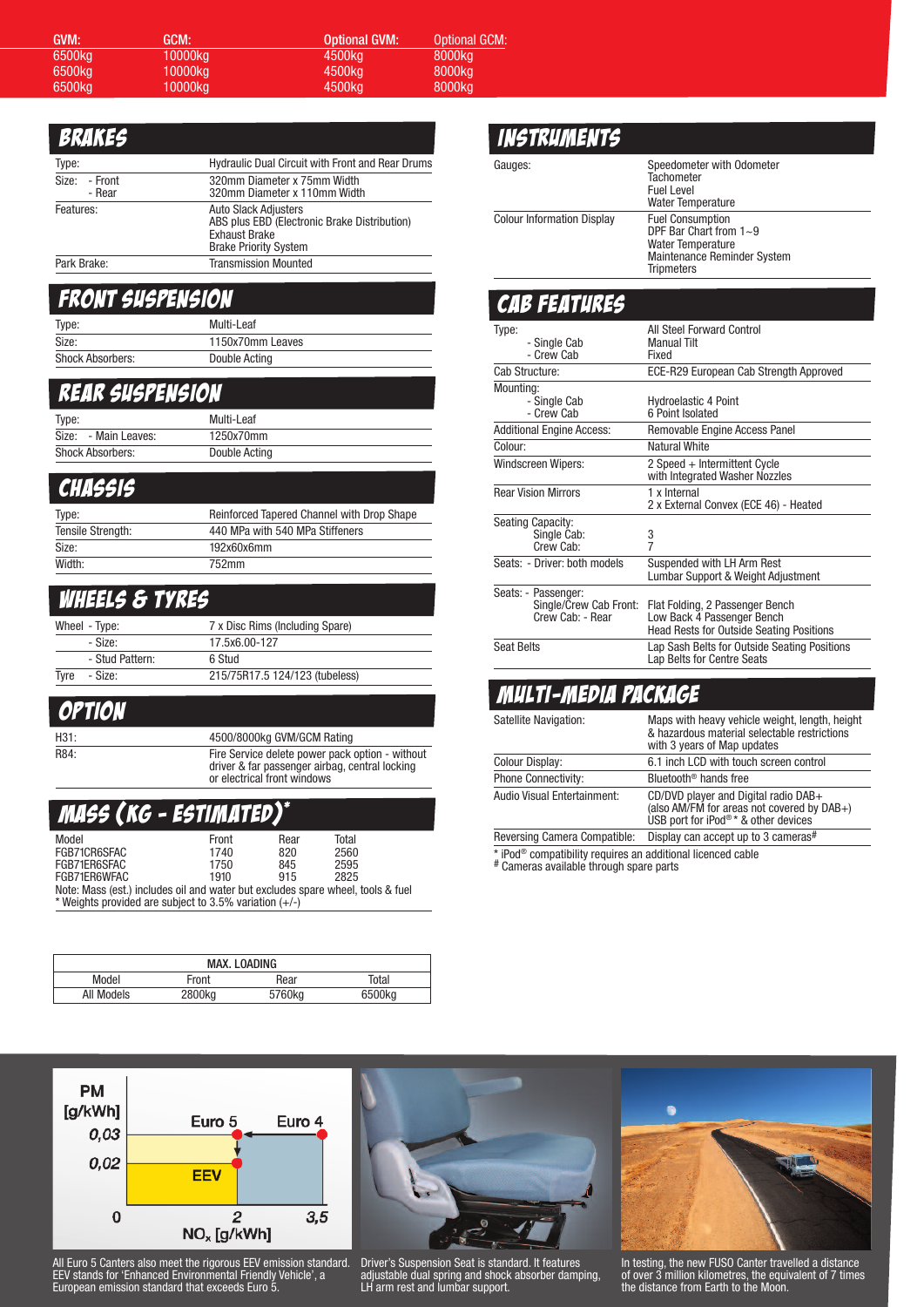| GVM: | GCM: | Optional GVM: | Optional GCM: |
|---|---|---|---|
| 6500kg | 10000kg | 4500kg | 8000kg |
| 6500kg | 10000kg | 4500kg | 8000kg |
| 6500kg | 10000kg | 4500kg | 8000kg |

## BRAKES

| | |
|---|---|
| Type: | Hydraulic Dual Circuit with Front and Rear Drums |
| Size: - Front<br>- Rear | 320mm Diameter x 75mm Width<br>320mm Diameter x 110mm Width |
| Features: | Auto Slack Adjusters<br>ABS plus EBD (Electronic Brake Distribution)<br>Exhaust Brake<br>Brake Priority System |
| Park Brake: | Transmission Mounted |

## FRONT SUSPENSION

| | |
|---|---|
| Type: | Multi-Leaf |
| Size: | 1150x70mm Leaves |
| Shock Absorbers: | Double Acting |

## REAR SUSPENSION

| | |
|---|---|
| Type: | Multi-Leaf |
| Size: - Main Leaves: | 1250x70mm |
| Shock Absorbers: | Double Acting |

## CHASSIS

| | |
|---|---|
| Type: | Reinforced Tapered Channel with Drop Shape |
| Tensile Strength: | 440 MPa with 540 MPa Stiffeners |
| Size: | 192x60x6mm |
| Width: | 752mm |

## WHEELS & TYRES

| | |
|---|---|
| Wheel - Type: | 7 x Disc Rims (Including Spare) |
| - Size: | 17.5x6.00-127 |
| - Stud Pattern: | 6 Stud |
| Tyre - Size: | 215/75R17.5 124/123 (tubeless) |

## OPTION

| | |
|---|---|
| H31: | 4500/8000kg GVM/GCM Rating |
| R84: | Fire Service delete power pack option - without driver & far passenger airbag, central locking or electrical front windows |

## MASS (KG - ESTIMATED)*

| Model | Front | Rear | Total |
|---|---|---|---|
| FGB71CR6SFAC | 1740 | 820 | 2560 |
| FGB71ER6SFAC | 1750 | 845 | 2595 |
| FGB71ER6WFAC | 1910 | 915 | 2825 |

Note: Mass (est.) includes oil and water but excludes spare wheel, tools & fuel
* Weights provided are subject to 3.5% variation (+/-)

| MAX. LOADING | | | |
|---|---|---|---|
| Model | Front | Rear | Total |
| All Models | 2800kg | 5760kg | 6500kg |

## INSTRUMENTS

| | |
|---|---|
| Gauges: | Speedometer with Odometer<br>Tachometer<br>Fuel Level<br>Water Temperature |
| Colour Information Display | Fuel Consumption<br>DPF Bar Chart from 1~9<br>Water Temperature<br>Maintenance Reminder System<br>Tripmeters |

## CAB FEATURES

| | |
|---|---|
| Type:<br>- Single Cab<br>- Crew Cab | All Steel Forward Control<br>Manual Tilt<br>Fixed |
| Cab Structure: | ECE-R29 European Cab Strength Approved |
| Mounting:<br>- Single Cab<br>- Crew Cab | <br>Hydroelastic 4 Point<br>6 Point Isolated |
| Additional Engine Access: | Removable Engine Access Panel |
| Colour: | Natural White |
| Windscreen Wipers: | 2 Speed + Intermittent Cycle with Integrated Washer Nozzles |
| Rear Vision Mirrors | 1 x Internal<br>2 x External Convex (ECE 46) - Heated |
| Seating Capacity:<br>Single Cab:<br>Crew Cab: | <br>3<br>7 |
| Seats: - Driver: both models | Suspended with LH Arm Rest<br>Lumbar Support & Weight Adjustment |
| Seats: - Passenger:<br>Single/Crew Cab Front:<br>Crew Cab: - Rear | <br>Flat Folding, 2 Passenger Bench<br>Low Back 4 Passenger Bench<br>Head Rests for Outside Seating Positions |
| Seat Belts | Lap Sash Belts for Outside Seating Positions<br>Lap Belts for Centre Seats |

## MULTI-MEDIA PACKAGE

| | |
|---|---|
| Satellite Navigation: | Maps with heavy vehicle weight, length, height & hazardous material selectable restrictions with 3 years of Map updates |
| Colour Display: | 6.1 inch LCD with touch screen control |
| Phone Connectivity: | Bluetooth® hands free |
| Audio Visual Entertainment: | CD/DVD player and Digital radio DAB+ (also AM/FM for areas not covered by DAB+) USB port for iPod®* & other devices |
| Reversing Camera Compatible: | Display can accept up to 3 cameras# |

* iPod® compatibility requires an additional licenced cable
# Cameras available through spare parts

All Euro 5 Canters also meet the rigorous EEV emission standard. EEV stands for 'Enhanced Environmental Friendly Vehicle', a European emission standard that exceeds Euro 5.

Driver's Suspension Seat is standard. It features adjustable dual spring and shock absorber damping, LH arm rest and lumbar support.

In testing, the new FUSO Canter travelled a distance of over 3 million kilometres, the equivalent of 7 times the distance from Earth to the Moon.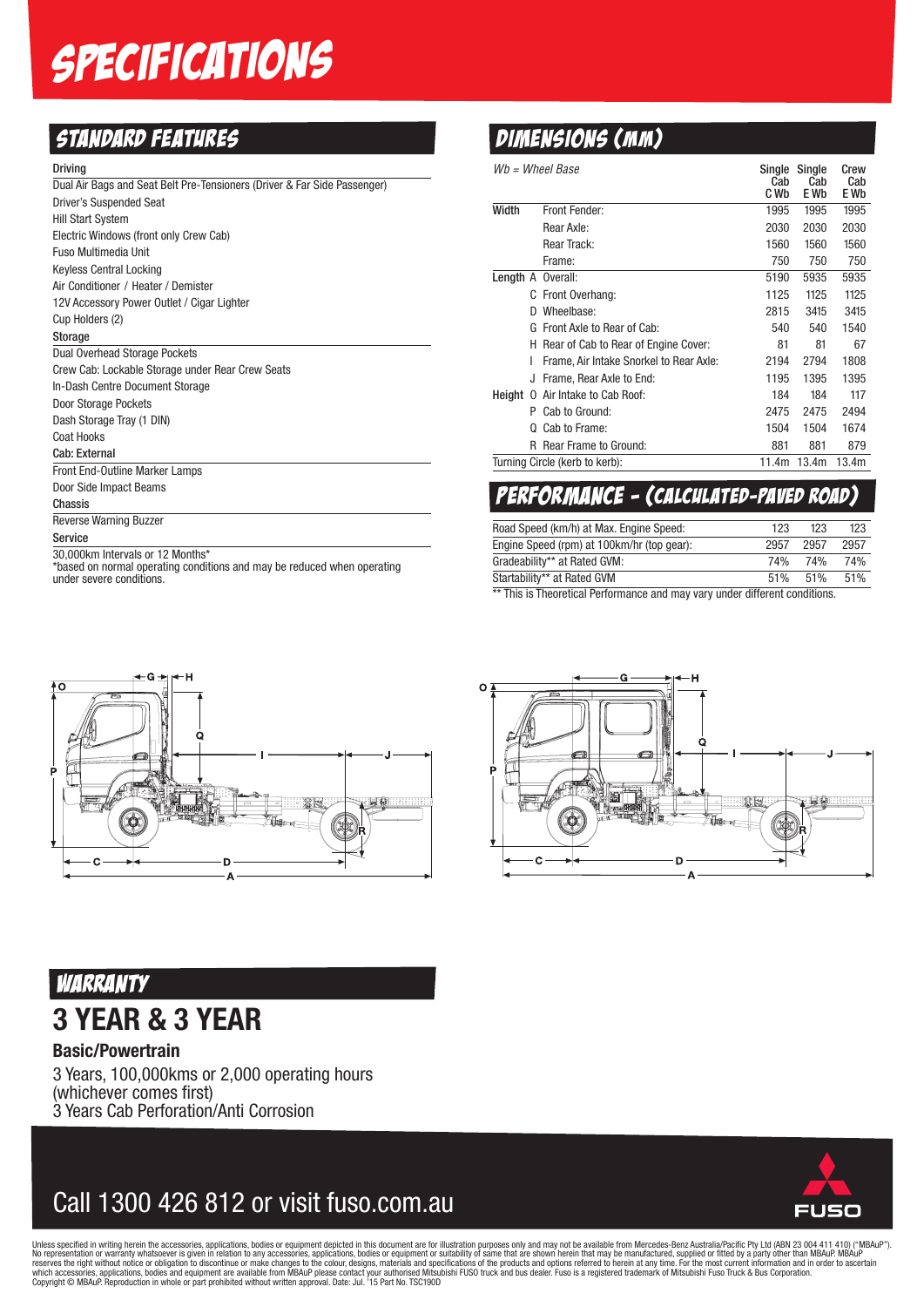# SPECIFICATIONS

## STANDARD FEATURES

**Driving**

- Dual Air Bags and Seat Belt Pre-Tensioners (Driver & Far Side Passenger)
- Driver's Suspended Seat
- Hill Start System
- Electric Windows (front only Crew Cab)
- Fuso Multimedia Unit
- Keyless Central Locking
- Air Conditioner / Heater / Demister
- 12V Accessory Power Outlet / Cigar Lighter
- Cup Holders (2)

**Storage**

- Dual Overhead Storage Pockets
- Crew Cab: Lockable Storage under Rear Crew Seats
- In-Dash Centre Document Storage
- Door Storage Pockets
- Dash Storage Tray (1 DIN)
- Coat Hooks

**Cab: External**

- Front End-Outline Marker Lamps
- Door Side Impact Beams

**Chassis**

- Reverse Warning Buzzer

**Service**

30,000km Intervals or 12 Months*
*based on normal operating conditions and may be reduced when operating under severe conditions.

## DIMENSIONS (MM)

| *Wb = Wheel Base* | | | Single Cab C Wb | Single Cab E Wb | Crew Cab E Wb |
|---|---|---|---|---|---|
| Width | | Front Fender: | 1995 | 1995 | 1995 |
| | | Rear Axle: | 2030 | 2030 | 2030 |
| | | Rear Track: | 1560 | 1560 | 1560 |
| | | Frame: | 750 | 750 | 750 |
| Length | A | Overall: | 5190 | 5935 | 5935 |
| | C | Front Overhang: | 1125 | 1125 | 1125 |
| | D | Wheelbase: | 2815 | 3415 | 3415 |
| | G | Front Axle to Rear of Cab: | 540 | 540 | 1540 |
| | H | Rear of Cab to Rear of Engine Cover: | 81 | 81 | 67 |
| | I | Frame, Air Intake Snorkel to Rear Axle: | 2194 | 2794 | 1808 |
| | J | Frame, Rear Axle to End: | 1195 | 1395 | 1395 |
| Height | O | Air Intake to Cab Roof: | 184 | 184 | 117 |
| | P | Cab to Ground: | 2475 | 2475 | 2494 |
| | Q | Cab to Frame: | 1504 | 1504 | 1674 |
| | R | Rear Frame to Ground: | 881 | 881 | 879 |
| Turning Circle (kerb to kerb): | | | 11.4m | 13.4m | 13.4m |

## PERFORMANCE - (CALCULATED-PAVED ROAD)

| | | | |
|---|---|---|---|
| Road Speed (km/h) at Max. Engine Speed: | 123 | 123 | 123 |
| Engine Speed (rpm) at 100km/hr (top gear): | 2957 | 2957 | 2957 |
| Gradeability** at Rated GVM: | 74% | 74% | 74% |
| Startability** at Rated GVM | 51% | 51% | 51% |

** This is Theoretical Performance and may vary under different conditions.

G H O Q P I J R C D A

G H O Q P I J R C D A

## WARRANTY

# 3 YEAR & 3 YEAR

### Basic/Powertrain

3 Years, 100,000kms or 2,000 operating hours (whichever comes first)
3 Years Cab Perforation/Anti Corrosion

Call 1300 426 812 or visit fuso.com.au

FUSO

Unless specified in writing herein the accessories, applications, bodies or equipment depicted in this document are for illustration purposes only and may not be available from Mercedes-Benz Australia/Pacific Pty Ltd (ABN 23 004 411 410) ("MBAuP"). No representation or warranty whatsoever is given in relation to any accessories, applications, bodies or equipment or suitability of same that are shown herein that may be manufactured, supplied or fitted by a party other than MBAuP. MBAuP reserves the right without notice or obligation to discontinue or make changes to the colour, designs, materials and specifications of the products and options referred to herein at any time. For the most current information and in order to ascertain which accessories, applications, bodies and equipment are available from MBAuP please contact your authorised Mitsubishi FUSO truck and bus dealer. Fuso is a registered trademark of Mitsubishi Fuso Truck & Bus Corporation. Copyright © MBAuP. Reproduction in whole or part prohibited without written approval. Date: Jul. '15 Part No. TSC190D